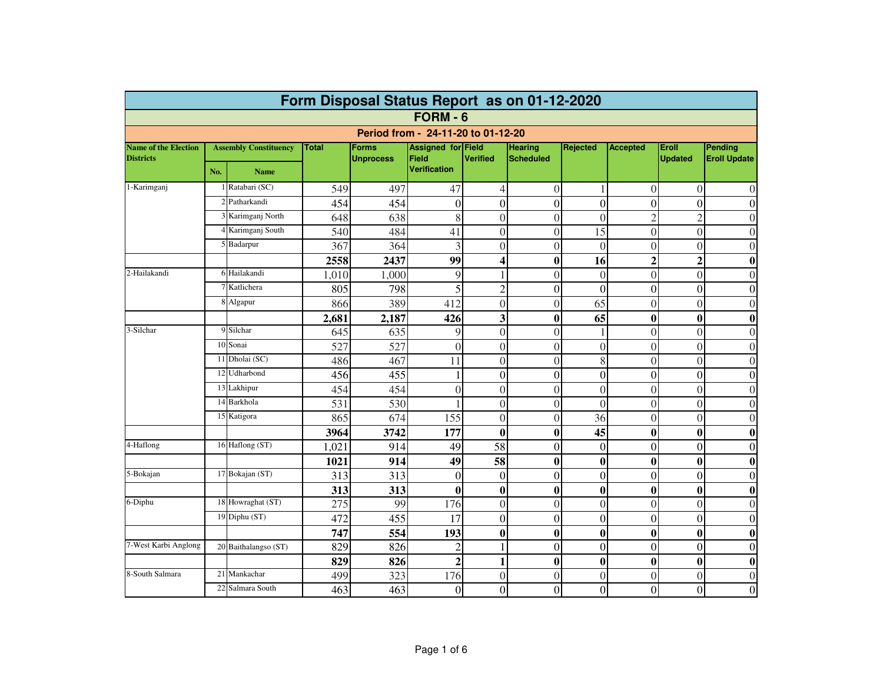# Form Disposal Status Report as on 01-12-2020

## FORM - 6

### Period from - 24-11-20 to 01-12-20

| Name of the Election Districts | Assembly Constituency | | Total | Forms Unprocess | Assigned for Field Verification | Field Verified | Hearing Scheduled | Rejected | Accepted | Eroll Updated | Pending Eroll Update |
|---|---|---|---|---|---|---|---|---|---|---|---|
| | No. | Name | | | | | | | | | |
| 1-Karimganj | 1 | Ratabari (SC) | 549 | 497 | 47 | 4 | 0 | 1 | 0 | 0 | 0 |
| | 2 | Patharkandi | 454 | 454 | 0 | 0 | 0 | 0 | 0 | 0 | 0 |
| | 3 | Karimganj North | 648 | 638 | 8 | 0 | 0 | 0 | 2 | 2 | 0 |
| | 4 | Karimganj South | 540 | 484 | 41 | 0 | 0 | 15 | 0 | 0 | 0 |
| | 5 | Badarpur | 367 | 364 | 3 | 0 | 0 | 0 | 0 | 0 | 0 |
| | | | **2558** | **2437** | **99** | **4** | **0** | **16** | **2** | **2** | **0** |
| 2-Hailakandi | 6 | Hailakandi | 1,010 | 1,000 | 9 | 1 | 0 | 0 | 0 | 0 | 0 |
| | 7 | Katlichera | 805 | 798 | 5 | 2 | 0 | 0 | 0 | 0 | 0 |
| | 8 | Algapur | 866 | 389 | 412 | 0 | 0 | 65 | 0 | 0 | 0 |
| | | | **2,681** | **2,187** | **426** | **3** | **0** | **65** | **0** | **0** | **0** |
| 3-Silchar | 9 | Silchar | 645 | 635 | 9 | 0 | 0 | 1 | 0 | 0 | 0 |
| | 10 | Sonai | 527 | 527 | 0 | 0 | 0 | 0 | 0 | 0 | 0 |
| | 11 | Dholai (SC) | 486 | 467 | 11 | 0 | 0 | 8 | 0 | 0 | 0 |
| | 12 | Udharbond | 456 | 455 | 1 | 0 | 0 | 0 | 0 | 0 | 0 |
| | 13 | Lakhipur | 454 | 454 | 0 | 0 | 0 | 0 | 0 | 0 | 0 |
| | 14 | Barkhola | 531 | 530 | 1 | 0 | 0 | 0 | 0 | 0 | 0 |
| | 15 | Katigora | 865 | 674 | 155 | 0 | 0 | 36 | 0 | 0 | 0 |
| | | | **3964** | **3742** | **177** | **0** | **0** | **45** | **0** | **0** | **0** |
| 4-Haflong | 16 | Haflong (ST) | 1,021 | 914 | 49 | 58 | 0 | 0 | 0 | 0 | 0 |
| | | | **1021** | **914** | **49** | **58** | **0** | **0** | **0** | **0** | **0** |
| 5-Bokajan | 17 | Bokajan (ST) | 313 | 313 | 0 | 0 | 0 | 0 | 0 | 0 | 0 |
| | | | **313** | **313** | **0** | **0** | **0** | **0** | **0** | **0** | **0** |
| 6-Diphu | 18 | Howraghat (ST) | 275 | 99 | 176 | 0 | 0 | 0 | 0 | 0 | 0 |
| | 19 | Diphu (ST) | 472 | 455 | 17 | 0 | 0 | 0 | 0 | 0 | 0 |
| | | | **747** | **554** | **193** | **0** | **0** | **0** | **0** | **0** | **0** |
| 7-West Karbi Anglong | 20 | Baithalangso (ST) | 829 | 826 | 2 | 1 | 0 | 0 | 0 | 0 | 0 |
| | | | **829** | **826** | **2** | **1** | **0** | **0** | **0** | **0** | **0** |
| 8-South Salmara | 21 | Mankachar | 499 | 323 | 176 | 0 | 0 | 0 | 0 | 0 | 0 |
| | 22 | Salmara South | 463 | 463 | 0 | 0 | 0 | 0 | 0 | 0 | 0 |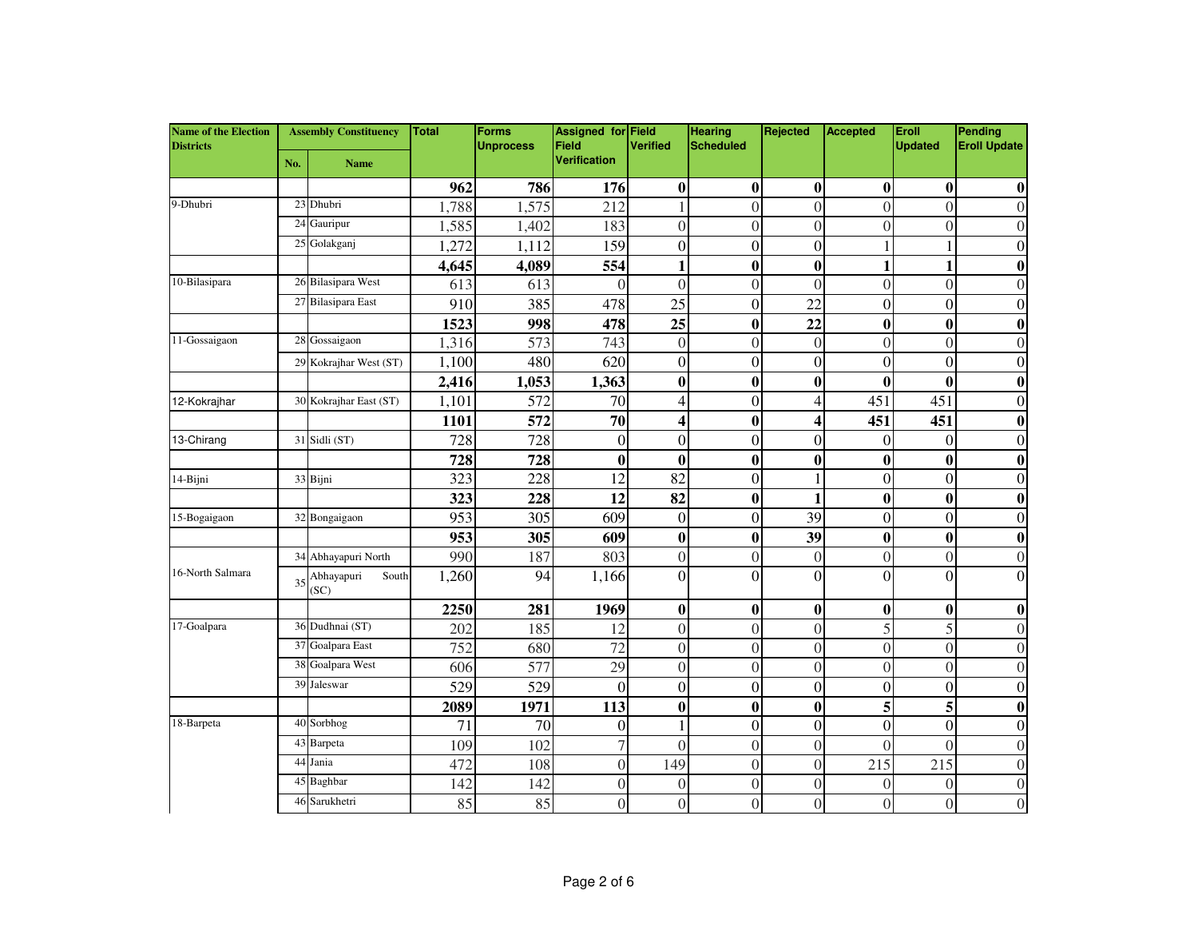| Name of the Election Districts | Assembly Constituency | | Total | Forms Unprocess | Assigned for Field Verification | Field Verified | Hearing Scheduled | Rejected | Accepted | Eroll Updated | Pending Eroll Update |
|---|---|---|---|---|---|---|---|---|---|---|---|
| | No. | Name | | | | | | | | | |
| | | | **962** | **786** | **176** | **0** | **0** | **0** | **0** | **0** | **0** |
| 9-Dhubri | 23 | Dhubri | 1,788 | 1,575 | 212 | 1 | 0 | 0 | 0 | 0 | 0 |
| | 24 | Gauripur | 1,585 | 1,402 | 183 | 0 | 0 | 0 | 0 | 0 | 0 |
| | 25 | Golakganj | 1,272 | 1,112 | 159 | 0 | 0 | 0 | 1 | 1 | 0 |
| | | | **4,645** | **4,089** | **554** | **1** | **0** | **0** | **1** | **1** | **0** |
| 10-Bilasipara | 26 | Bilasipara West | 613 | 613 | 0 | 0 | 0 | 0 | 0 | 0 | 0 |
| | 27 | Bilasipara East | 910 | 385 | 478 | 25 | 0 | 22 | 0 | 0 | 0 |
| | | | **1523** | **998** | **478** | **25** | **0** | **22** | **0** | **0** | **0** |
| 11-Gossaigaon | 28 | Gossaigaon | 1,316 | 573 | 743 | 0 | 0 | 0 | 0 | 0 | 0 |
| | 29 | Kokrajhar West (ST) | 1,100 | 480 | 620 | 0 | 0 | 0 | 0 | 0 | 0 |
| | | | **2,416** | **1,053** | **1,363** | **0** | **0** | **0** | **0** | **0** | **0** |
| 12-Kokrajhar | 30 | Kokrajhar East (ST) | 1,101 | 572 | 70 | 4 | 0 | 4 | 451 | 451 | 0 |
| | | | **1101** | **572** | **70** | **4** | **0** | **4** | **451** | **451** | **0** |
| 13-Chirang | 31 | Sidli (ST) | 728 | 728 | 0 | 0 | 0 | 0 | 0 | 0 | 0 |
| | | | **728** | **728** | **0** | **0** | **0** | **0** | **0** | **0** | **0** |
| 14-Bijni | 33 | Bijni | 323 | 228 | 12 | 82 | 0 | 1 | 0 | 0 | 0 |
| | | | **323** | **228** | **12** | **82** | **0** | **1** | **0** | **0** | **0** |
| 15-Bogaigaon | 32 | Bongaigaon | 953 | 305 | 609 | 0 | 0 | 39 | 0 | 0 | 0 |
| | | | **953** | **305** | **609** | **0** | **0** | **39** | **0** | **0** | **0** |
| 16-North Salmara | 34 | Abhayapuri North | 990 | 187 | 803 | 0 | 0 | 0 | 0 | 0 | 0 |
| | 35 | Abhayapuri South (SC) | 1,260 | 94 | 1,166 | 0 | 0 | 0 | 0 | 0 | 0 |
| | | | **2250** | **281** | **1969** | **0** | **0** | **0** | **0** | **0** | **0** |
| 17-Goalpara | 36 | Dudhnai (ST) | 202 | 185 | 12 | 0 | 0 | 0 | 5 | 5 | 0 |
| | 37 | Goalpara East | 752 | 680 | 72 | 0 | 0 | 0 | 0 | 0 | 0 |
| | 38 | Goalpara West | 606 | 577 | 29 | 0 | 0 | 0 | 0 | 0 | 0 |
| | 39 | Jaleswar | 529 | 529 | 0 | 0 | 0 | 0 | 0 | 0 | 0 |
| | | | **2089** | **1971** | **113** | **0** | **0** | **0** | **5** | **5** | **0** |
| 18-Barpeta | 40 | Sorbhog | 71 | 70 | 0 | 1 | 0 | 0 | 0 | 0 | 0 |
| | 43 | Barpeta | 109 | 102 | 7 | 0 | 0 | 0 | 0 | 0 | 0 |
| | 44 | Jania | 472 | 108 | 0 | 149 | 0 | 0 | 215 | 215 | 0 |
| | 45 | Baghbar | 142 | 142 | 0 | 0 | 0 | 0 | 0 | 0 | 0 |
| | 46 | Sarukhetri | 85 | 85 | 0 | 0 | 0 | 0 | 0 | 0 | 0 |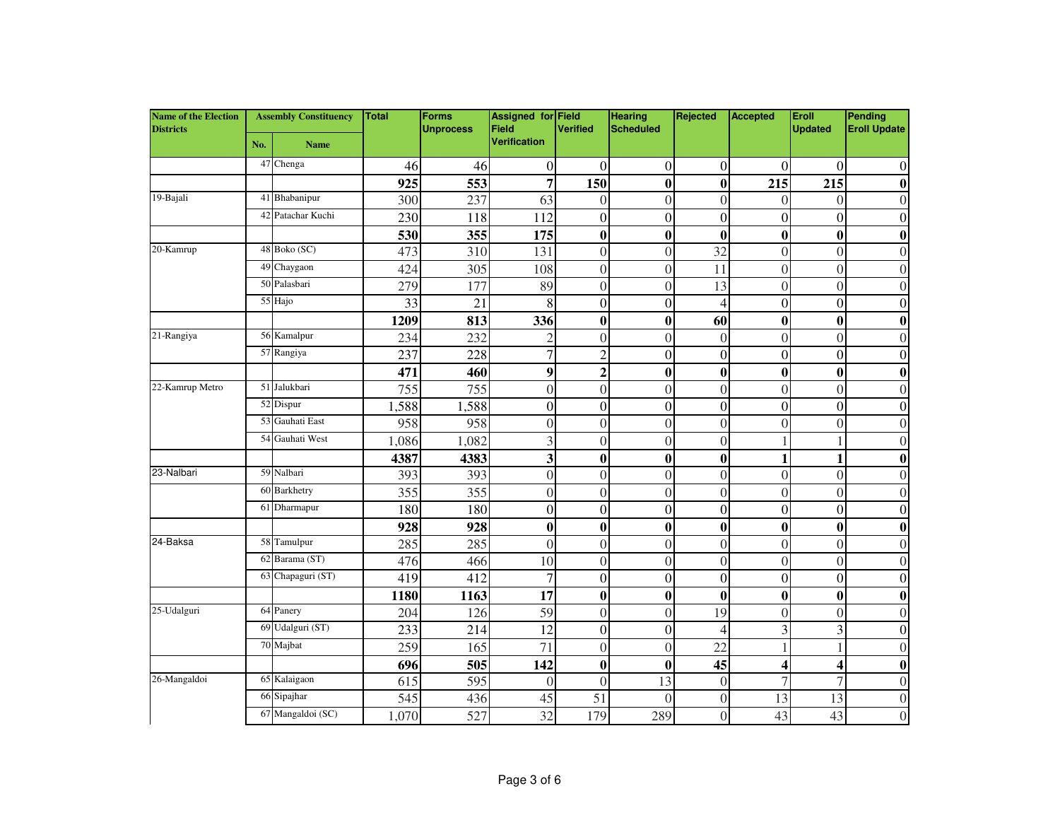| Name of the Election Districts | Assembly Constituency | | Total | Forms Unprocess | Assigned for Field Verification | Field Verified | Hearing Scheduled | Rejected | Accepted | Eroll Updated | Pending Eroll Update |
|---|---|---|---|---|---|---|---|---|---|---|---|
| | No. | Name | | | | | | | | | |
| | 47 | Chenga | 46 | 46 | 0 | 0 | 0 | 0 | 0 | 0 | 0 |
| | | | **925** | **553** | **7** | **150** | **0** | **0** | **215** | **215** | **0** |
| 19-Bajali | 41 | Bhabanipur | 300 | 237 | 63 | 0 | 0 | 0 | 0 | 0 | 0 |
| | 42 | Patachar Kuchi | 230 | 118 | 112 | 0 | 0 | 0 | 0 | 0 | 0 |
| | | | **530** | **355** | **175** | **0** | **0** | **0** | **0** | **0** | **0** |
| 20-Kamrup | 48 | Boko (SC) | 473 | 310 | 131 | 0 | 0 | 32 | 0 | 0 | 0 |
| | 49 | Chaygaon | 424 | 305 | 108 | 0 | 0 | 11 | 0 | 0 | 0 |
| | 50 | Palasbari | 279 | 177 | 89 | 0 | 0 | 13 | 0 | 0 | 0 |
| | 55 | Hajo | 33 | 21 | 8 | 0 | 0 | 4 | 0 | 0 | 0 |
| | | | **1209** | **813** | **336** | **0** | **0** | **60** | **0** | **0** | **0** |
| 21-Rangiya | 56 | Kamalpur | 234 | 232 | 2 | 0 | 0 | 0 | 0 | 0 | 0 |
| | 57 | Rangiya | 237 | 228 | 7 | 2 | 0 | 0 | 0 | 0 | 0 |
| | | | **471** | **460** | **9** | **2** | **0** | **0** | **0** | **0** | **0** |
| 22-Kamrup Metro | 51 | Jalukbari | 755 | 755 | 0 | 0 | 0 | 0 | 0 | 0 | 0 |
| | 52 | Dispur | 1,588 | 1,588 | 0 | 0 | 0 | 0 | 0 | 0 | 0 |
| | 53 | Gauhati East | 958 | 958 | 0 | 0 | 0 | 0 | 0 | 0 | 0 |
| | 54 | Gauhati West | 1,086 | 1,082 | 3 | 0 | 0 | 0 | 1 | 1 | 0 |
| | | | **4387** | **4383** | **3** | **0** | **0** | **0** | **1** | **1** | **0** |
| 23-Nalbari | 59 | Nalbari | 393 | 393 | 0 | 0 | 0 | 0 | 0 | 0 | 0 |
| | 60 | Barkhetry | 355 | 355 | 0 | 0 | 0 | 0 | 0 | 0 | 0 |
| | 61 | Dharmapur | 180 | 180 | 0 | 0 | 0 | 0 | 0 | 0 | 0 |
| | | | **928** | **928** | **0** | **0** | **0** | **0** | **0** | **0** | **0** |
| 24-Baksa | 58 | Tamulpur | 285 | 285 | 0 | 0 | 0 | 0 | 0 | 0 | 0 |
| | 62 | Barama (ST) | 476 | 466 | 10 | 0 | 0 | 0 | 0 | 0 | 0 |
| | 63 | Chapaguri (ST) | 419 | 412 | 7 | 0 | 0 | 0 | 0 | 0 | 0 |
| | | | **1180** | **1163** | **17** | **0** | **0** | **0** | **0** | **0** | **0** |
| 25-Udalguri | 64 | Panery | 204 | 126 | 59 | 0 | 0 | 19 | 0 | 0 | 0 |
| | 69 | Udalguri (ST) | 233 | 214 | 12 | 0 | 0 | 4 | 3 | 3 | 0 |
| | 70 | Majbat | 259 | 165 | 71 | 0 | 0 | 22 | 1 | 1 | 0 |
| | | | **696** | **505** | **142** | **0** | **0** | **45** | **4** | **4** | **0** |
| 26-Mangaldoi | 65 | Kalaigaon | 615 | 595 | 0 | 0 | 13 | 0 | 7 | 7 | 0 |
| | 66 | Sipajhar | 545 | 436 | 45 | 51 | 0 | 0 | 13 | 13 | 0 |
| | 67 | Mangaldoi (SC) | 1,070 | 527 | 32 | 179 | 289 | 0 | 43 | 43 | 0 |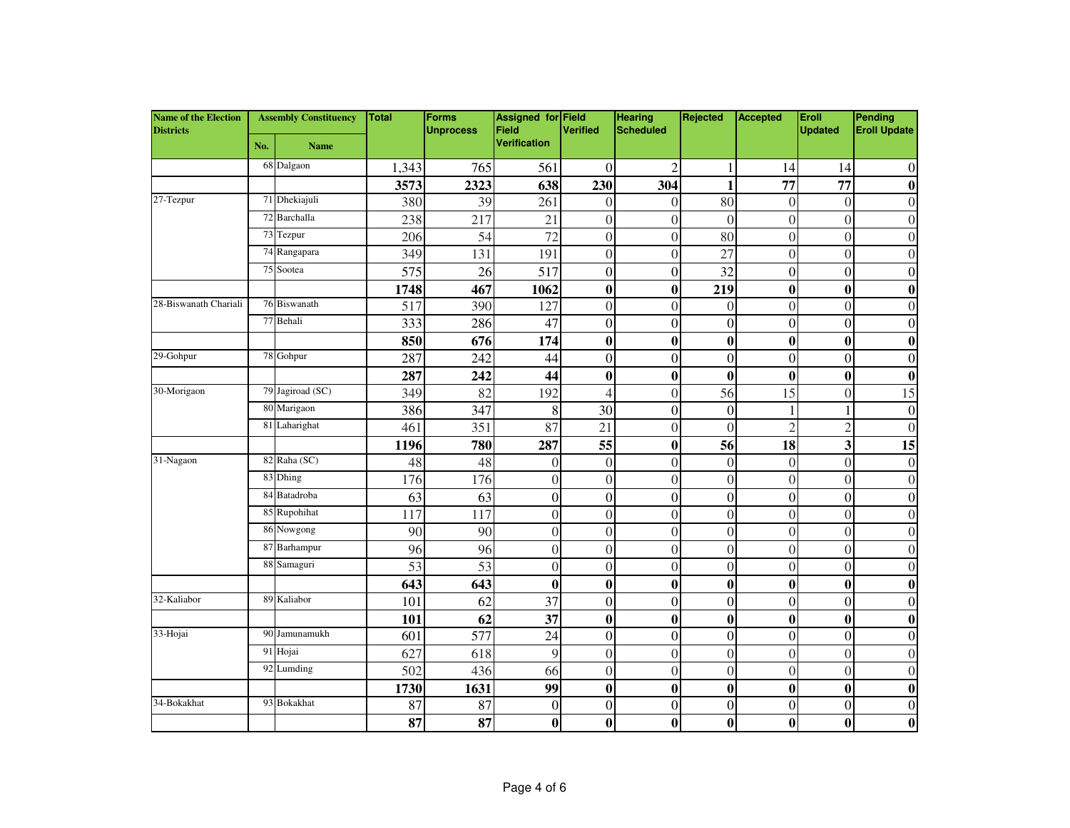| Name of the Election Districts | Assembly Constituency | | Total | Forms Unprocess | Assigned for Field Verification | Field Verified | Hearing Scheduled | Rejected | Accepted | Eroll Updated | Pending Eroll Update |
|---|---|---|---|---|---|---|---|---|---|---|---|
| | No. | Name | | | | | | | | | |
| | 68 | Dalgaon | 1,343 | 765 | 561 | 0 | 2 | 1 | 14 | 14 | 0 |
| | | | **3573** | **2323** | **638** | **230** | **304** | **1** | **77** | **77** | **0** |
| 27-Tezpur | 71 | Dhekiajuli | 380 | 39 | 261 | 0 | 0 | 80 | 0 | 0 | 0 |
| | 72 | Barchalla | 238 | 217 | 21 | 0 | 0 | 0 | 0 | 0 | 0 |
| | 73 | Tezpur | 206 | 54 | 72 | 0 | 0 | 80 | 0 | 0 | 0 |
| | 74 | Rangapara | 349 | 131 | 191 | 0 | 0 | 27 | 0 | 0 | 0 |
| | 75 | Sootea | 575 | 26 | 517 | 0 | 0 | 32 | 0 | 0 | 0 |
| | | | **1748** | **467** | **1062** | **0** | **0** | **219** | **0** | **0** | **0** |
| 28-Biswanath Chariali | 76 | Biswanath | 517 | 390 | 127 | 0 | 0 | 0 | 0 | 0 | 0 |
| | 77 | Behali | 333 | 286 | 47 | 0 | 0 | 0 | 0 | 0 | 0 |
| | | | **850** | **676** | **174** | **0** | **0** | **0** | **0** | **0** | **0** |
| 29-Gohpur | 78 | Gohpur | 287 | 242 | 44 | 0 | 0 | 0 | 0 | 0 | 0 |
| | | | **287** | **242** | **44** | **0** | **0** | **0** | **0** | **0** | **0** |
| 30-Morigaon | 79 | Jagiroad (SC) | 349 | 82 | 192 | 4 | 0 | 56 | 15 | 0 | 15 |
| | 80 | Marigaon | 386 | 347 | 8 | 30 | 0 | 0 | 1 | 1 | 0 |
| | 81 | Laharighat | 461 | 351 | 87 | 21 | 0 | 0 | 2 | 2 | 0 |
| | | | **1196** | **780** | **287** | **55** | **0** | **56** | **18** | **3** | **15** |
| 31-Nagaon | 82 | Raha (SC) | 48 | 48 | 0 | 0 | 0 | 0 | 0 | 0 | 0 |
| | 83 | Dhing | 176 | 176 | 0 | 0 | 0 | 0 | 0 | 0 | 0 |
| | 84 | Batadroba | 63 | 63 | 0 | 0 | 0 | 0 | 0 | 0 | 0 |
| | 85 | Rupohihat | 117 | 117 | 0 | 0 | 0 | 0 | 0 | 0 | 0 |
| | 86 | Nowgong | 90 | 90 | 0 | 0 | 0 | 0 | 0 | 0 | 0 |
| | 87 | Barhampur | 96 | 96 | 0 | 0 | 0 | 0 | 0 | 0 | 0 |
| | 88 | Samaguri | 53 | 53 | 0 | 0 | 0 | 0 | 0 | 0 | 0 |
| | | | **643** | **643** | **0** | **0** | **0** | **0** | **0** | **0** | **0** |
| 32-Kaliabor | 89 | Kaliabor | 101 | 62 | 37 | 0 | 0 | 0 | 0 | 0 | 0 |
| | | | **101** | **62** | **37** | **0** | **0** | **0** | **0** | **0** | **0** |
| 33-Hojai | 90 | Jamunamukh | 601 | 577 | 24 | 0 | 0 | 0 | 0 | 0 | 0 |
| | 91 | Hojai | 627 | 618 | 9 | 0 | 0 | 0 | 0 | 0 | 0 |
| | 92 | Lumding | 502 | 436 | 66 | 0 | 0 | 0 | 0 | 0 | 0 |
| | | | **1730** | **1631** | **99** | **0** | **0** | **0** | **0** | **0** | **0** |
| 34-Bokakhat | 93 | Bokakhat | 87 | 87 | 0 | 0 | 0 | 0 | 0 | 0 | 0 |
| | | | **87** | **87** | **0** | **0** | **0** | **0** | **0** | **0** | **0** |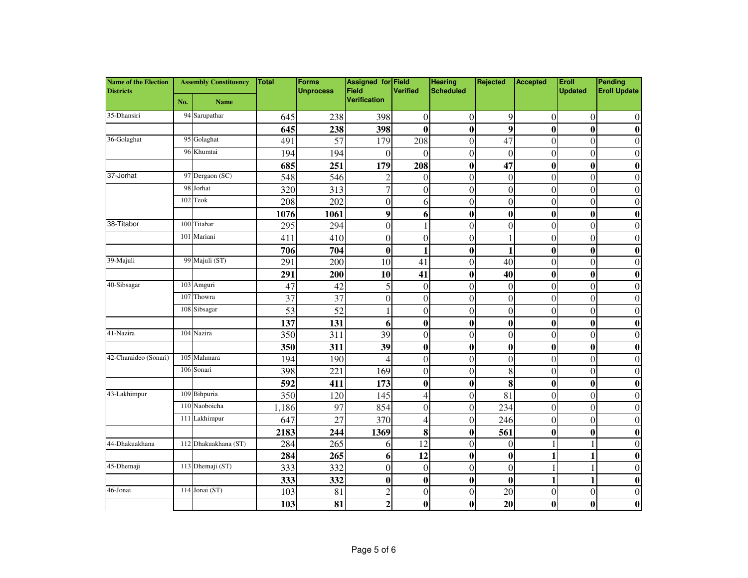| Name of the Election Districts | Assembly Constituency | | Total | Forms Unprocess | Assigned for Field Verification | Field Verified | Hearing Scheduled | Rejected | Accepted | Eroll Updated | Pending Eroll Update |
|---|---|---|---|---|---|---|---|---|---|---|---|
| | No. | Name | | | | | | | | | |
| 35-Dhansiri | 94 | Sarupathar | 645 | 238 | 398 | 0 | 0 | 9 | 0 | 0 | 0 |
| | | | **645** | **238** | **398** | **0** | **0** | **9** | **0** | **0** | **0** |
| 36-Golaghat | 95 | Golaghat | 491 | 57 | 179 | 208 | 0 | 47 | 0 | 0 | 0 |
| | 96 | Khumtai | 194 | 194 | 0 | 0 | 0 | 0 | 0 | 0 | 0 |
| | | | **685** | **251** | **179** | **208** | **0** | **47** | **0** | **0** | **0** |
| 37-Jorhat | 97 | Dergaon (SC) | 548 | 546 | 2 | 0 | 0 | 0 | 0 | 0 | 0 |
| | 98 | Jorhat | 320 | 313 | 7 | 0 | 0 | 0 | 0 | 0 | 0 |
| | 102 | Teok | 208 | 202 | 0 | 6 | 0 | 0 | 0 | 0 | 0 |
| | | | **1076** | **1061** | **9** | **6** | **0** | **0** | **0** | **0** | **0** |
| 38-Titabor | 100 | Titabar | 295 | 294 | 0 | 1 | 0 | 0 | 0 | 0 | 0 |
| | 101 | Mariani | 411 | 410 | 0 | 0 | 0 | 1 | 0 | 0 | 0 |
| | | | **706** | **704** | **0** | **1** | **0** | **1** | **0** | **0** | **0** |
| 39-Majuli | 99 | Majuli (ST) | 291 | 200 | 10 | 41 | 0 | 40 | 0 | 0 | 0 |
| | | | **291** | **200** | **10** | **41** | **0** | **40** | **0** | **0** | **0** |
| 40-Sibsagar | 103 | Amguri | 47 | 42 | 5 | 0 | 0 | 0 | 0 | 0 | 0 |
| | 107 | Thowra | 37 | 37 | 0 | 0 | 0 | 0 | 0 | 0 | 0 |
| | 108 | Sibsagar | 53 | 52 | 1 | 0 | 0 | 0 | 0 | 0 | 0 |
| | | | **137** | **131** | **6** | **0** | **0** | **0** | **0** | **0** | **0** |
| 41-Nazira | 104 | Nazira | 350 | 311 | 39 | 0 | 0 | 0 | 0 | 0 | 0 |
| | | | **350** | **311** | **39** | **0** | **0** | **0** | **0** | **0** | **0** |
| 42-Charaideo (Sonari) | 105 | Mahmara | 194 | 190 | 4 | 0 | 0 | 0 | 0 | 0 | 0 |
| | 106 | Sonari | 398 | 221 | 169 | 0 | 0 | 8 | 0 | 0 | 0 |
| | | | **592** | **411** | **173** | **0** | **0** | **8** | **0** | **0** | **0** |
| 43-Lakhimpur | 109 | Bihpuria | 350 | 120 | 145 | 4 | 0 | 81 | 0 | 0 | 0 |
| | 110 | Naoboicha | 1,186 | 97 | 854 | 0 | 0 | 234 | 0 | 0 | 0 |
| | 111 | Lakhimpur | 647 | 27 | 370 | 4 | 0 | 246 | 0 | 0 | 0 |
| | | | **2183** | **244** | **1369** | **8** | **0** | **561** | **0** | **0** | **0** |
| 44-Dhakuakhana | 112 | Dhakuakhana (ST) | 284 | 265 | 6 | 12 | 0 | 0 | 1 | 1 | 0 |
| | | | **284** | **265** | **6** | **12** | **0** | **0** | **1** | **1** | **0** |
| 45-Dhemaji | 113 | Dhemaji (ST) | 333 | 332 | 0 | 0 | 0 | 0 | 1 | 1 | 0 |
| | | | **333** | **332** | **0** | **0** | **0** | **0** | **1** | **1** | **0** |
| 46-Jonai | 114 | Jonai (ST) | 103 | 81 | 2 | 0 | 0 | 20 | 0 | 0 | 0 |
| | | | **103** | **81** | **2** | **0** | **0** | **20** | **0** | **0** | **0** |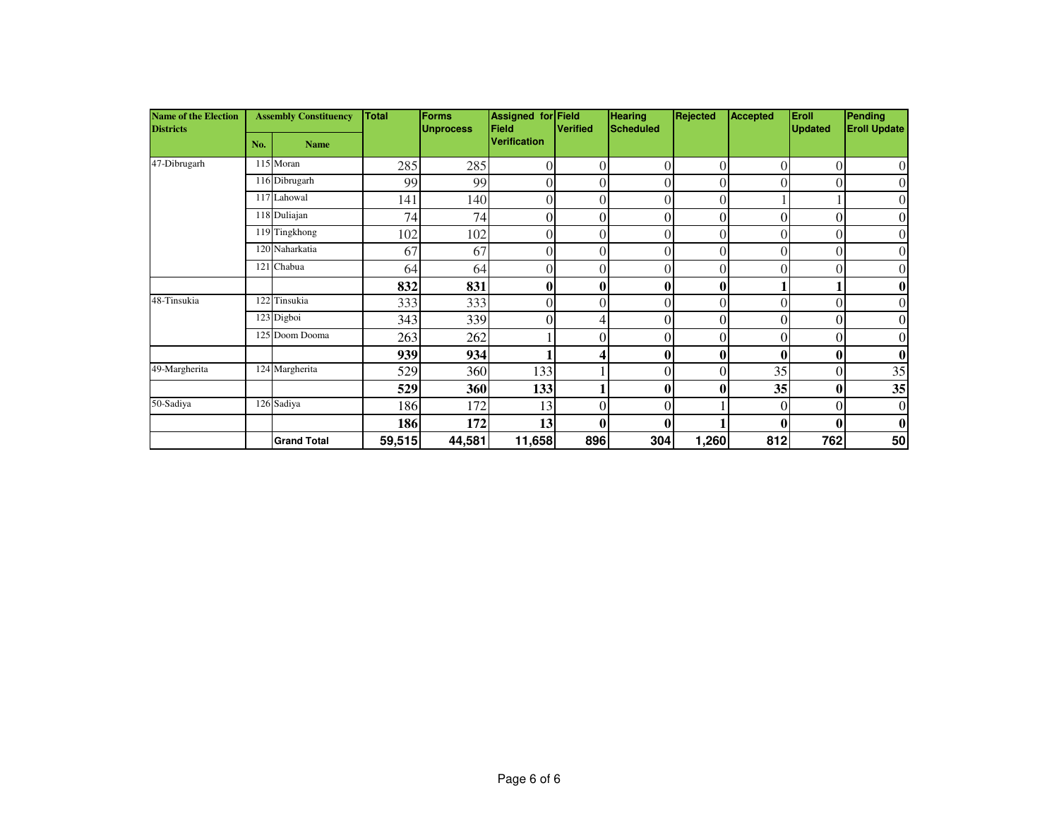| Name of the Election Districts | Assembly Constituency | | Total | Forms Unprocess | Assigned for Field Verification | Field Verified | Hearing Scheduled | Rejected | Accepted | Eroll Updated | Pending Eroll Update |
|---|---|---|---|---|---|---|---|---|---|---|---|
| | No. | Name | | | | | | | | | |
| 47-Dibrugarh | 115 | Moran | 285 | 285 | 0 | 0 | 0 | 0 | 0 | 0 | 0 |
| | 116 | Dibrugarh | 99 | 99 | 0 | 0 | 0 | 0 | 0 | 0 | 0 |
| | 117 | Lahowal | 141 | 140 | 0 | 0 | 0 | 0 | 1 | 1 | 0 |
| | 118 | Duliajan | 74 | 74 | 0 | 0 | 0 | 0 | 0 | 0 | 0 |
| | 119 | Tingkhong | 102 | 102 | 0 | 0 | 0 | 0 | 0 | 0 | 0 |
| | 120 | Naharkatia | 67 | 67 | 0 | 0 | 0 | 0 | 0 | 0 | 0 |
| | 121 | Chabua | 64 | 64 | 0 | 0 | 0 | 0 | 0 | 0 | 0 |
| | | | **832** | **831** | **0** | **0** | **0** | **0** | **1** | **1** | **0** |
| 48-Tinsukia | 122 | Tinsukia | 333 | 333 | 0 | 0 | 0 | 0 | 0 | 0 | 0 |
| | 123 | Digboi | 343 | 339 | 0 | 4 | 0 | 0 | 0 | 0 | 0 |
| | 125 | Doom Dooma | 263 | 262 | 1 | 0 | 0 | 0 | 0 | 0 | 0 |
| | | | **939** | **934** | **1** | **4** | **0** | **0** | **0** | **0** | **0** |
| 49-Margherita | 124 | Margherita | 529 | 360 | 133 | 1 | 0 | 0 | 35 | 0 | 35 |
| | | | **529** | **360** | **133** | **1** | **0** | **0** | **35** | **0** | **35** |
| 50-Sadiya | 126 | Sadiya | 186 | 172 | 13 | 0 | 0 | 1 | 0 | 0 | 0 |
| | | | **186** | **172** | **13** | **0** | **0** | **1** | **0** | **0** | **0** |
| | | **Grand Total** | **59,515** | **44,581** | **11,658** | **896** | **304** | **1,260** | **812** | **762** | **50** |